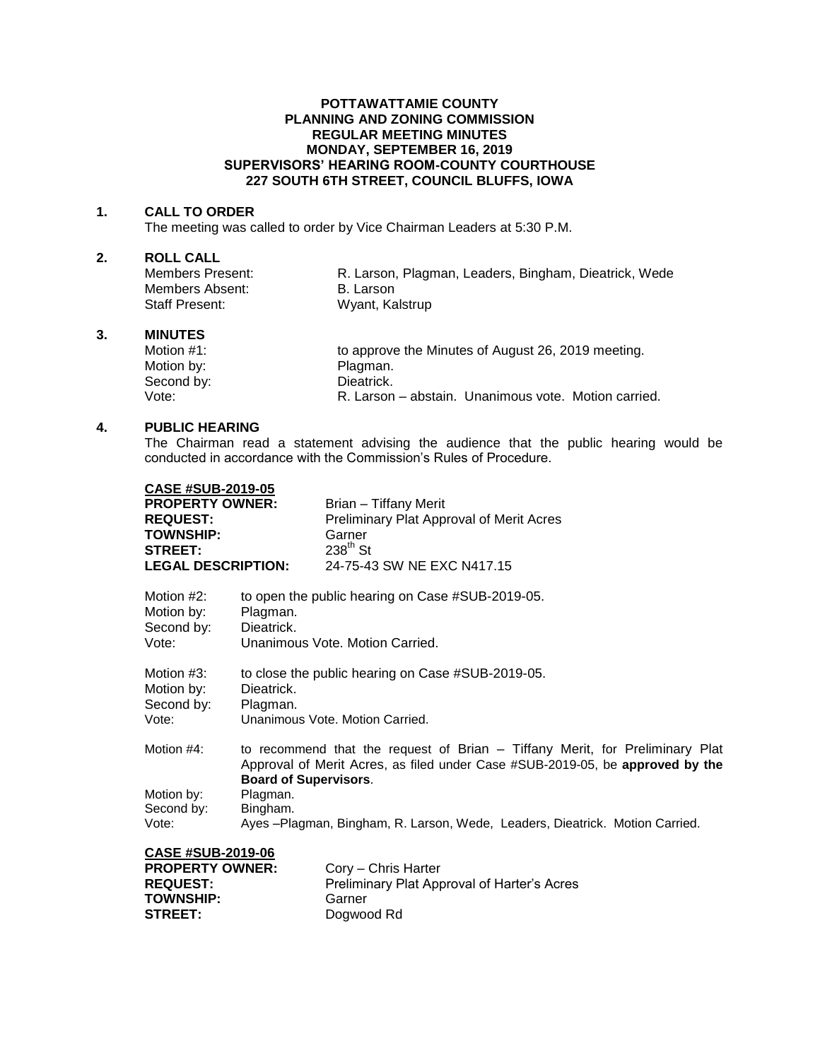**POTTAWATTAMIE COUNTY**
**PLANNING AND ZONING COMMISSION**
**REGULAR MEETING MINUTES**
**MONDAY, SEPTEMBER 16, 2019**
**SUPERVISORS' HEARING ROOM-COUNTY COURTHOUSE**
**227 SOUTH 6TH STREET, COUNCIL BLUFFS, IOWA**

**1. CALL TO ORDER**

The meeting was called to order by Vice Chairman Leaders at 5:30 P.M.

**2. ROLL CALL**

Members Present: R. Larson, Plagman, Leaders, Bingham, Dieatrick, Wede
Members Absent: B. Larson
Staff Present: Wyant, Kalstrup

**3. MINUTES**

Motion #1: to approve the Minutes of August 26, 2019 meeting.
Motion by: Plagman.
Second by: Dieatrick.
Vote: R. Larson – abstain. Unanimous vote. Motion carried.

**4. PUBLIC HEARING**

The Chairman read a statement advising the audience that the public hearing would be conducted in accordance with the Commission's Rules of Procedure.

**CASE #SUB-2019-05**
**PROPERTY OWNER:** Brian – Tiffany Merit
**REQUEST:** Preliminary Plat Approval of Merit Acres
**TOWNSHIP:** Garner
**STREET:** 238th St
**LEGAL DESCRIPTION:** 24-75-43 SW NE EXC N417.15

Motion #2: to open the public hearing on Case #SUB-2019-05.
Motion by: Plagman.
Second by: Dieatrick.
Vote: Unanimous Vote. Motion Carried.

Motion #3: to close the public hearing on Case #SUB-2019-05.
Motion by: Dieatrick.
Second by: Plagman.
Vote: Unanimous Vote. Motion Carried.

Motion #4: to recommend that the request of Brian – Tiffany Merit, for Preliminary Plat Approval of Merit Acres, as filed under Case #SUB-2019-05, be **approved by the Board of Supervisors**.
Motion by: Plagman.
Second by: Bingham.
Vote: Ayes –Plagman, Bingham, R. Larson, Wede, Leaders, Dieatrick. Motion Carried.

**CASE #SUB-2019-06**
**PROPERTY OWNER:** Cory – Chris Harter
**REQUEST:** Preliminary Plat Approval of Harter's Acres
**TOWNSHIP:** Garner
**STREET:** Dogwood Rd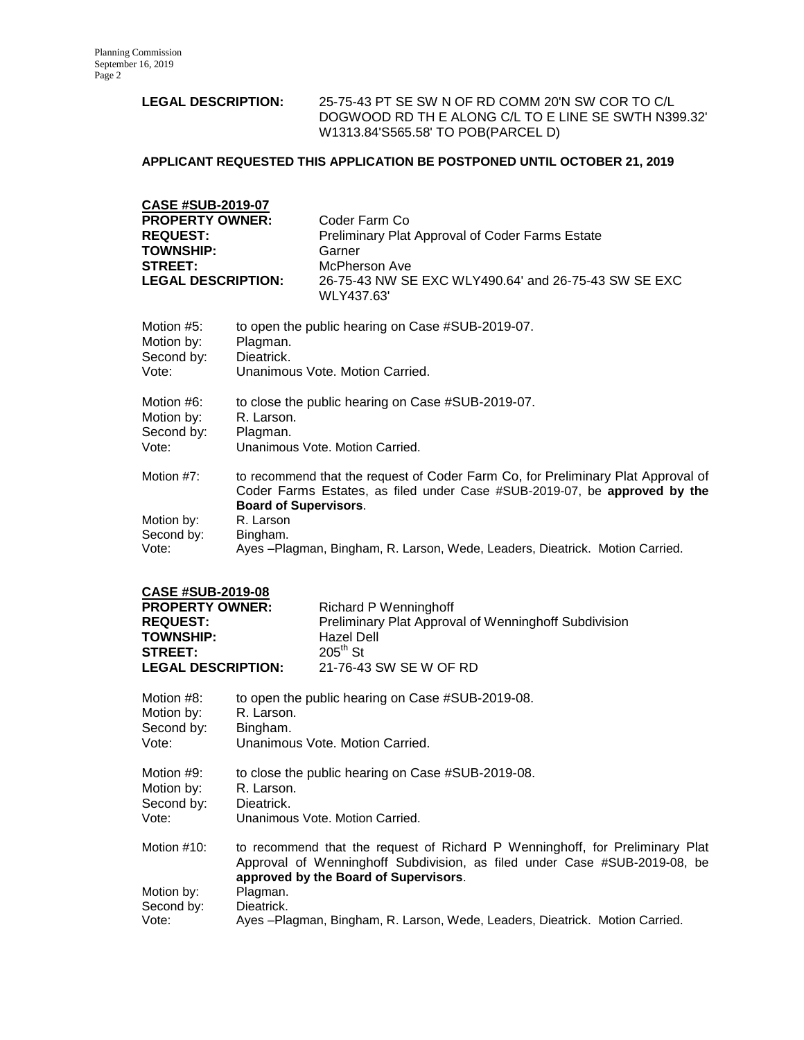**LEGAL DESCRIPTION:** 25-75-43 PT SE SW N OF RD COMM 20'N SW COR TO C/L DOGWOOD RD TH E ALONG C/L TO E LINE SE SWTH N399.32' W1313.84'S565.58' TO POB(PARCEL D)

**APPLICANT REQUESTED THIS APPLICATION BE POSTPONED UNTIL OCTOBER 21, 2019**

**CASE #SUB-2019-07**

**PROPERTY OWNER:** Coder Farm Co
**REQUEST:** Preliminary Plat Approval of Coder Farms Estate
**TOWNSHIP:** Garner
**STREET:** McPherson Ave
**LEGAL DESCRIPTION:** 26-75-43 NW SE EXC WLY490.64' and 26-75-43 SW SE EXC WLY437.63'

Motion #5: to open the public hearing on Case #SUB-2019-07.
Motion by: Plagman.
Second by: Dieatrick.
Vote: Unanimous Vote. Motion Carried.

Motion #6: to close the public hearing on Case #SUB-2019-07.
Motion by: R. Larson.
Second by: Plagman.
Vote: Unanimous Vote. Motion Carried.

Motion #7: to recommend that the request of Coder Farm Co, for Preliminary Plat Approval of Coder Farms Estates, as filed under Case #SUB-2019-07, be **approved by the Board of Supervisors**.
Motion by: R. Larson
Second by: Bingham.
Vote: Ayes –Plagman, Bingham, R. Larson, Wede, Leaders, Dieatrick. Motion Carried.

**CASE #SUB-2019-08**

**PROPERTY OWNER:** Richard P Wenninghoff
**REQUEST:** Preliminary Plat Approval of Wenninghoff Subdivision
**TOWNSHIP:** Hazel Dell
**STREET:** 205th St
**LEGAL DESCRIPTION:** 21-76-43 SW SE W OF RD

Motion #8: to open the public hearing on Case #SUB-2019-08.
Motion by: R. Larson.
Second by: Bingham.
Vote: Unanimous Vote. Motion Carried.

Motion #9: to close the public hearing on Case #SUB-2019-08.
Motion by: R. Larson.
Second by: Dieatrick.
Vote: Unanimous Vote. Motion Carried.

Motion #10: to recommend that the request of Richard P Wenninghoff, for Preliminary Plat Approval of Wenninghoff Subdivision, as filed under Case #SUB-2019-08, be **approved by the Board of Supervisors**.
Motion by: Plagman.
Second by: Dieatrick.
Vote: Ayes –Plagman, Bingham, R. Larson, Wede, Leaders, Dieatrick. Motion Carried.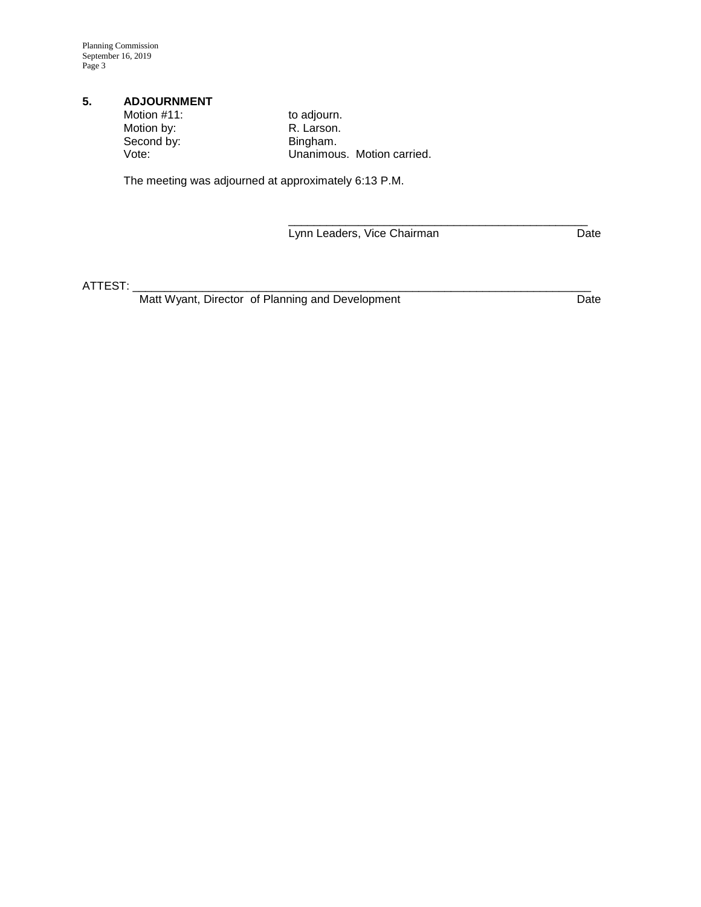## 5. ADJOURNMENT

| | |
|---|---|
| Motion #11: | to adjourn. |
| Motion by: | R. Larson. |
| Second by: | Bingham. |
| Vote: | Unanimous. Motion carried. |

The meeting was adjourned at approximately 6:13 P.M.

\_\_\_\_\_\_\_\_\_\_\_\_\_\_\_\_\_\_\_\_\_\_\_\_\_\_\_\_\_\_\_\_\_\_\_\_\_\_\_\_\_\_\_\_\_\_

Lynn Leaders, Vice Chairman Date

ATTEST: \_\_\_\_\_\_\_\_\_\_\_\_\_\_\_\_\_\_\_\_\_\_\_\_\_\_\_\_\_\_\_\_\_\_\_\_\_\_\_\_\_\_\_\_\_\_\_\_\_\_\_\_\_\_\_\_\_\_\_\_\_\_\_\_\_\_\_\_\_\_

Matt Wyant, Director of Planning and Development Date